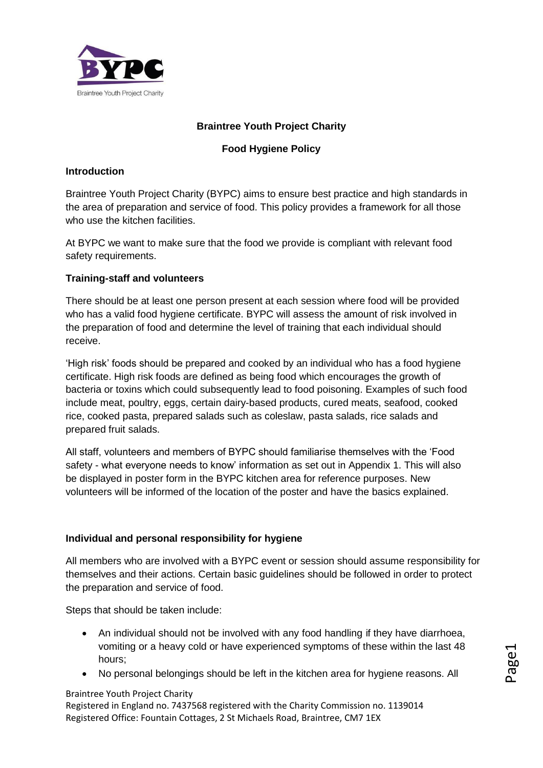**Braintree Youth Project Charity**

**Food Hygiene Policy**

**Introduction**

Braintree Youth Project Charity (BYPC) aims to ensure best practice and high standards in the area of preparation and service of food. This policy provides a framework for all those who use the kitchen facilities.

At BYPC we want to make sure that the food we provide is compliant with relevant food safety requirements.

**Training-staff and volunteers**

There should be at least one person present at each session where food will be provided who has a valid food hygiene certificate. BYPC will assess the amount of risk involved in the preparation of food and determine the level of training that each individual should receive.

'High risk' foods should be prepared and cooked by an individual who has a food hygiene certificate. High risk foods are defined as being food which encourages the growth of bacteria or toxins which could subsequently lead to food poisoning. Examples of such food include meat, poultry, eggs, certain dairy-based products, cured meats, seafood, cooked rice, cooked pasta, prepared salads such as coleslaw, pasta salads, rice salads and prepared fruit salads.

All staff, volunteers and members of BYPC should familiarise themselves with the 'Food safety - what everyone needs to know' information as set out in Appendix 1. This will also be displayed in poster form in the BYPC kitchen area for reference purposes. New volunteers will be informed of the location of the poster and have the basics explained.

**Individual and personal responsibility for hygiene**

All members who are involved with a BYPC event or session should assume responsibility for themselves and their actions. Certain basic guidelines should be followed in order to protect the preparation and service of food.

Steps that should be taken include:

- An individual should not be involved with any food handling if they have diarrhoea, vomiting or a heavy cold or have experienced symptoms of these within the last 48 hours;
- No personal belongings should be left in the kitchen area for hygiene reasons. All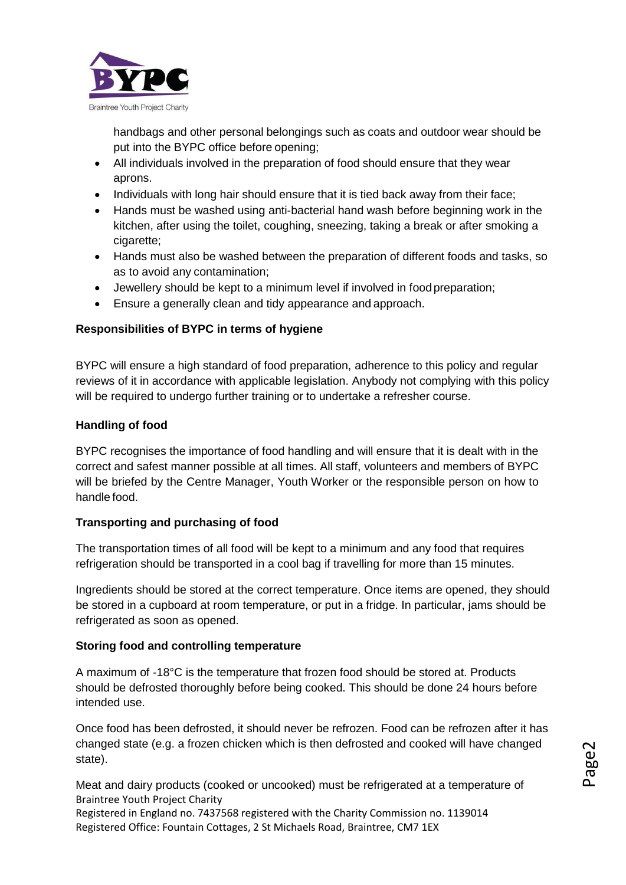handbags and other personal belongings such as coats and outdoor wear should be put into the BYPC office before opening;

- All individuals involved in the preparation of food should ensure that they wear aprons.
- Individuals with long hair should ensure that it is tied back away from their face;
- Hands must be washed using anti-bacterial hand wash before beginning work in the kitchen, after using the toilet, coughing, sneezing, taking a break or after smoking a cigarette;
- Hands must also be washed between the preparation of different foods and tasks, so as to avoid any contamination;
- Jewellery should be kept to a minimum level if involved in food preparation;
- Ensure a generally clean and tidy appearance and approach.

**Responsibilities of BYPC in terms of hygiene**

BYPC will ensure a high standard of food preparation, adherence to this policy and regular reviews of it in accordance with applicable legislation. Anybody not complying with this policy will be required to undergo further training or to undertake a refresher course.

**Handling of food**

BYPC recognises the importance of food handling and will ensure that it is dealt with in the correct and safest manner possible at all times. All staff, volunteers and members of BYPC will be briefed by the Centre Manager, Youth Worker or the responsible person on how to handle food.

**Transporting and purchasing of food**

The transportation times of all food will be kept to a minimum and any food that requires refrigeration should be transported in a cool bag if travelling for more than 15 minutes.

Ingredients should be stored at the correct temperature. Once items are opened, they should be stored in a cupboard at room temperature, or put in a fridge. In particular, jams should be refrigerated as soon as opened.

**Storing food and controlling temperature**

A maximum of -18°C is the temperature that frozen food should be stored at. Products should be defrosted thoroughly before being cooked. This should be done 24 hours before intended use.

Once food has been defrosted, it should never be refrozen. Food can be refrozen after it has changed state (e.g. a frozen chicken which is then defrosted and cooked will have changed state).

Meat and dairy products (cooked or uncooked) must be refrigerated at a temperature of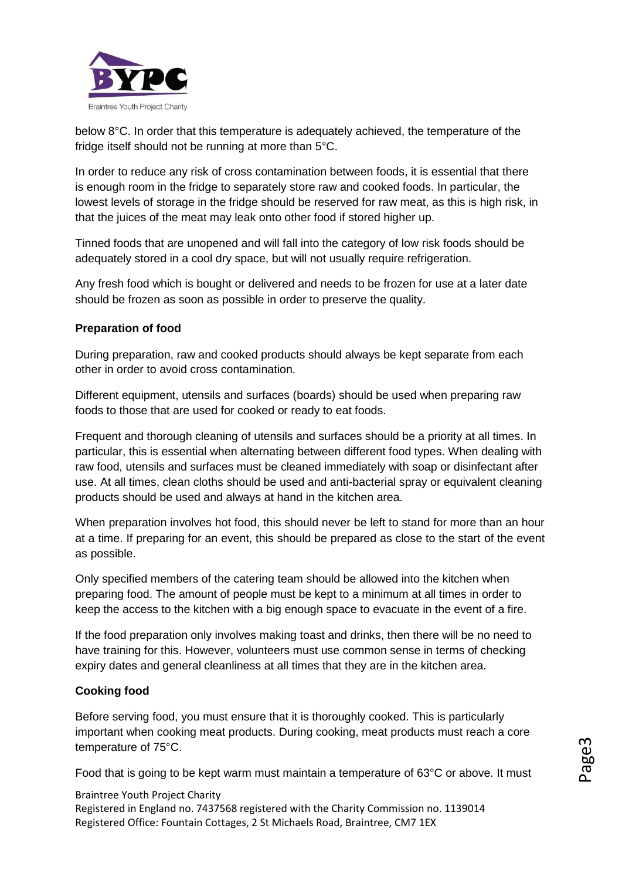below 8°C. In order that this temperature is adequately achieved, the temperature of the fridge itself should not be running at more than 5°C.

In order to reduce any risk of cross contamination between foods, it is essential that there is enough room in the fridge to separately store raw and cooked foods. In particular, the lowest levels of storage in the fridge should be reserved for raw meat, as this is high risk, in that the juices of the meat may leak onto other food if stored higher up.

Tinned foods that are unopened and will fall into the category of low risk foods should be adequately stored in a cool dry space, but will not usually require refrigeration.

Any fresh food which is bought or delivered and needs to be frozen for use at a later date should be frozen as soon as possible in order to preserve the quality.

**Preparation of food**

During preparation, raw and cooked products should always be kept separate from each other in order to avoid cross contamination.

Different equipment, utensils and surfaces (boards) should be used when preparing raw foods to those that are used for cooked or ready to eat foods.

Frequent and thorough cleaning of utensils and surfaces should be a priority at all times. In particular, this is essential when alternating between different food types. When dealing with raw food, utensils and surfaces must be cleaned immediately with soap or disinfectant after use. At all times, clean cloths should be used and anti-bacterial spray or equivalent cleaning products should be used and always at hand in the kitchen area.

When preparation involves hot food, this should never be left to stand for more than an hour at a time. If preparing for an event, this should be prepared as close to the start of the event as possible.

Only specified members of the catering team should be allowed into the kitchen when preparing food. The amount of people must be kept to a minimum at all times in order to keep the access to the kitchen with a big enough space to evacuate in the event of a fire.

If the food preparation only involves making toast and drinks, then there will be no need to have training for this. However, volunteers must use common sense in terms of checking expiry dates and general cleanliness at all times that they are in the kitchen area.

**Cooking food**

Before serving food, you must ensure that it is thoroughly cooked. This is particularly important when cooking meat products. During cooking, meat products must reach a core temperature of 75°C.

Food that is going to be kept warm must maintain a temperature of 63°C or above. It must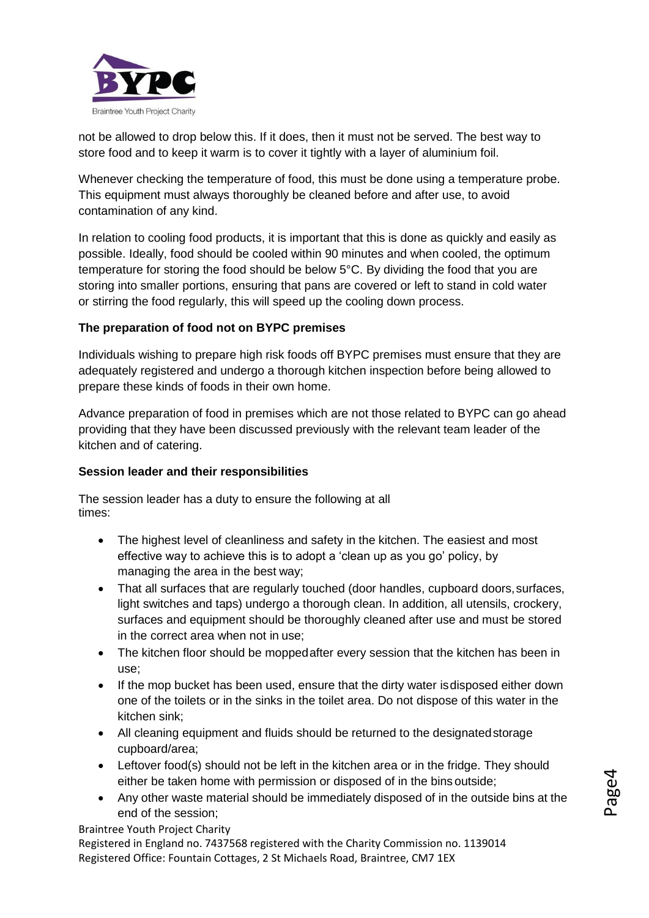not be allowed to drop below this. If it does, then it must not be served. The best way to store food and to keep it warm is to cover it tightly with a layer of aluminium foil.

Whenever checking the temperature of food, this must be done using a temperature probe. This equipment must always thoroughly be cleaned before and after use, to avoid contamination of any kind.

In relation to cooling food products, it is important that this is done as quickly and easily as possible. Ideally, food should be cooled within 90 minutes and when cooled, the optimum temperature for storing the food should be below 5°C. By dividing the food that you are storing into smaller portions, ensuring that pans are covered or left to stand in cold water or stirring the food regularly, this will speed up the cooling down process.

**The preparation of food not on BYPC premises**

Individuals wishing to prepare high risk foods off BYPC premises must ensure that they are adequately registered and undergo a thorough kitchen inspection before being allowed to prepare these kinds of foods in their own home.

Advance preparation of food in premises which are not those related to BYPC can go ahead providing that they have been discussed previously with the relevant team leader of the kitchen and of catering.

**Session leader and their responsibilities**

The session leader has a duty to ensure the following at all times:

- The highest level of cleanliness and safety in the kitchen. The easiest and most effective way to achieve this is to adopt a 'clean up as you go' policy, by managing the area in the best way;
- That all surfaces that are regularly touched (door handles, cupboard doors, surfaces, light switches and taps) undergo a thorough clean. In addition, all utensils, crockery, surfaces and equipment should be thoroughly cleaned after use and must be stored in the correct area when not in use;
- The kitchen floor should be mopped after every session that the kitchen has been in use;
- If the mop bucket has been used, ensure that the dirty water is disposed either down one of the toilets or in the sinks in the toilet area. Do not dispose of this water in the kitchen sink;
- All cleaning equipment and fluids should be returned to the designated storage cupboard/area;
- Leftover food(s) should not be left in the kitchen area or in the fridge. They should either be taken home with permission or disposed of in the bins outside;
- Any other waste material should be immediately disposed of in the outside bins at the end of the session;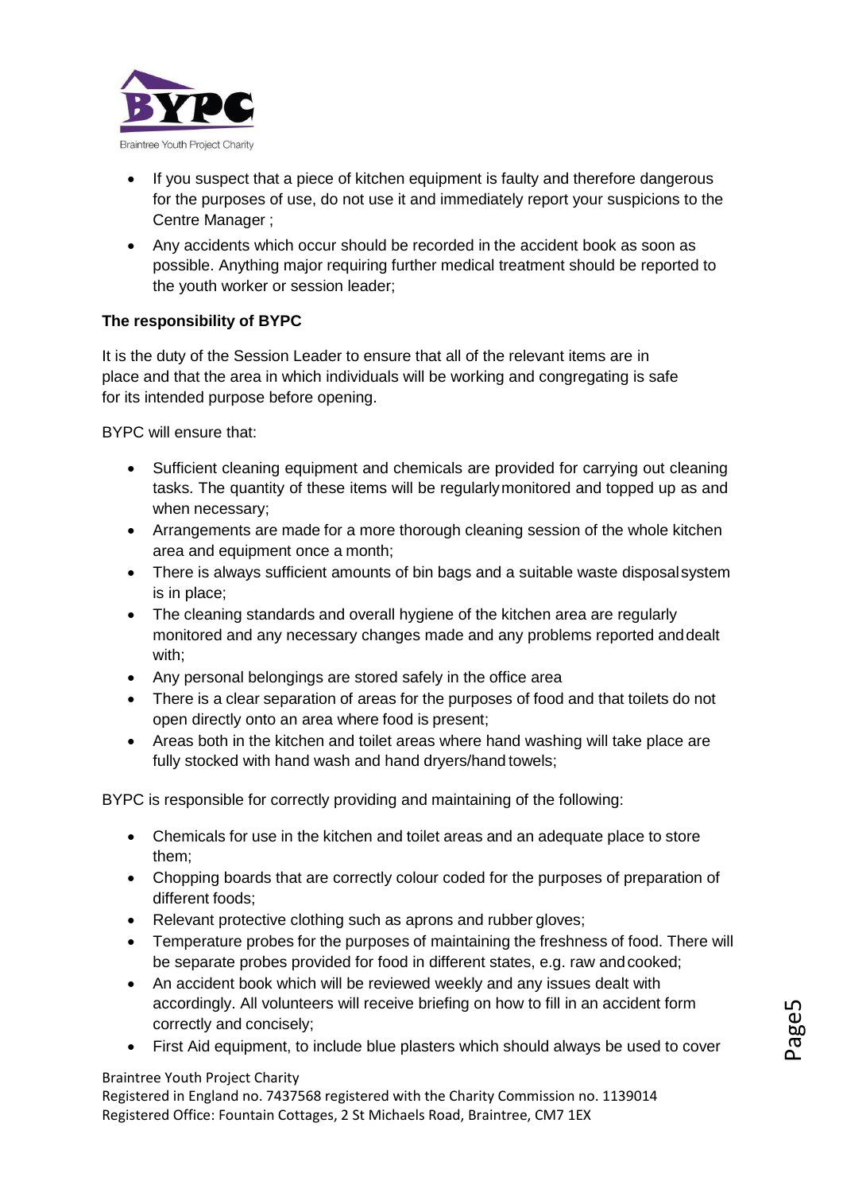- If you suspect that a piece of kitchen equipment is faulty and therefore dangerous for the purposes of use, do not use it and immediately report your suspicions to the Centre Manager ;
- Any accidents which occur should be recorded in the accident book as soon as possible. Anything major requiring further medical treatment should be reported to the youth worker or session leader;

**The responsibility of BYPC**

It is the duty of the Session Leader to ensure that all of the relevant items are in place and that the area in which individuals will be working and congregating is safe for its intended purpose before opening.

BYPC will ensure that:

- Sufficient cleaning equipment and chemicals are provided for carrying out cleaning tasks. The quantity of these items will be regularly monitored and topped up as and when necessary;
- Arrangements are made for a more thorough cleaning session of the whole kitchen area and equipment once a month;
- There is always sufficient amounts of bin bags and a suitable waste disposal system is in place;
- The cleaning standards and overall hygiene of the kitchen area are regularly monitored and any necessary changes made and any problems reported and dealt with;
- Any personal belongings are stored safely in the office area
- There is a clear separation of areas for the purposes of food and that toilets do not open directly onto an area where food is present;
- Areas both in the kitchen and toilet areas where hand washing will take place are fully stocked with hand wash and hand dryers/hand towels;

BYPC is responsible for correctly providing and maintaining of the following:

- Chemicals for use in the kitchen and toilet areas and an adequate place to store them;
- Chopping boards that are correctly colour coded for the purposes of preparation of different foods;
- Relevant protective clothing such as aprons and rubber gloves;
- Temperature probes for the purposes of maintaining the freshness of food. There will be separate probes provided for food in different states, e.g. raw and cooked;
- An accident book which will be reviewed weekly and any issues dealt with accordingly. All volunteers will receive briefing on how to fill in an accident form correctly and concisely;
- First Aid equipment, to include blue plasters which should always be used to cover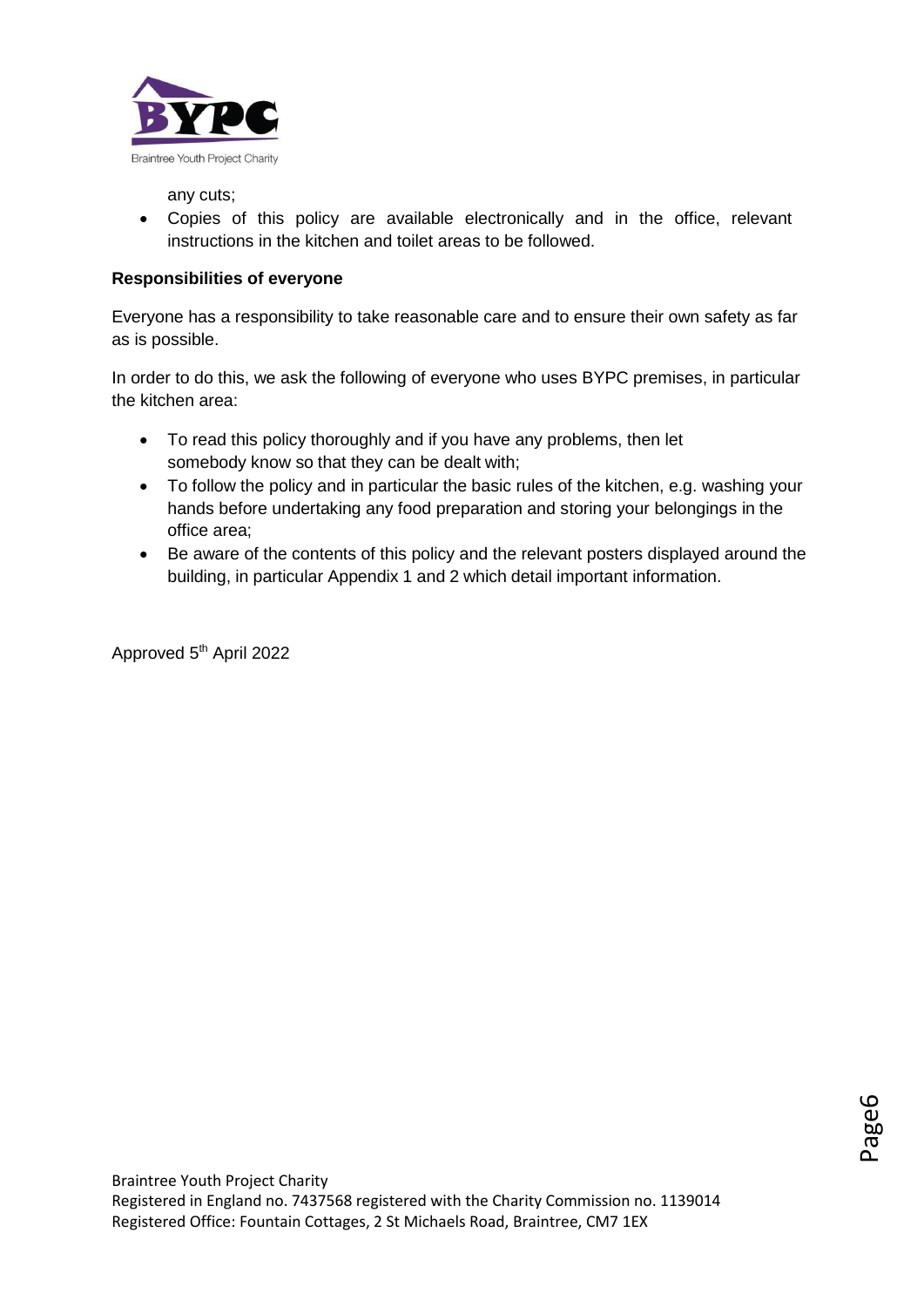any cuts;
- Copies of this policy are available electronically and in the office, relevant instructions in the kitchen and toilet areas to be followed.

**Responsibilities of everyone**

Everyone has a responsibility to take reasonable care and to ensure their own safety as far as is possible.

In order to do this, we ask the following of everyone who uses BYPC premises, in particular the kitchen area:

- To read this policy thoroughly and if you have any problems, then let somebody know so that they can be dealt with;
- To follow the policy and in particular the basic rules of the kitchen, e.g. washing your hands before undertaking any food preparation and storing your belongings in the office area;
- Be aware of the contents of this policy and the relevant posters displayed around the building, in particular Appendix 1 and 2 which detail important information.

Approved 5th April 2022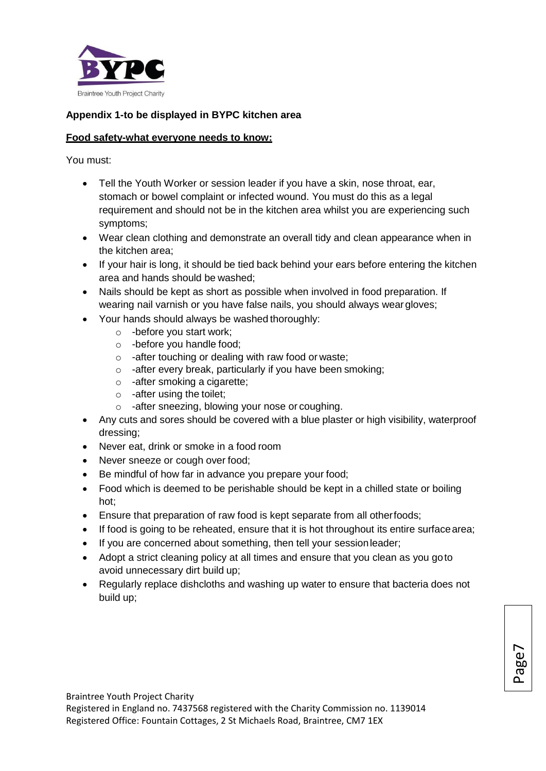**Appendix 1-to be displayed in BYPC kitchen area**

**Food safety-what everyone needs to know:**

You must:

- Tell the Youth Worker or session leader if you have a skin, nose throat, ear, stomach or bowel complaint or infected wound. You must do this as a legal requirement and should not be in the kitchen area whilst you are experiencing such symptoms;
- Wear clean clothing and demonstrate an overall tidy and clean appearance when in the kitchen area;
- If your hair is long, it should be tied back behind your ears before entering the kitchen area and hands should be washed;
- Nails should be kept as short as possible when involved in food preparation. If wearing nail varnish or you have false nails, you should always wear gloves;
- Your hands should always be washed thoroughly:
  - -before you start work;
  - -before you handle food;
  - -after touching or dealing with raw food or waste;
  - -after every break, particularly if you have been smoking;
  - -after smoking a cigarette;
  - -after using the toilet;
  - -after sneezing, blowing your nose or coughing.
- Any cuts and sores should be covered with a blue plaster or high visibility, waterproof dressing;
- Never eat, drink or smoke in a food room
- Never sneeze or cough over food;
- Be mindful of how far in advance you prepare your food;
- Food which is deemed to be perishable should be kept in a chilled state or boiling hot;
- Ensure that preparation of raw food is kept separate from all other foods;
- If food is going to be reheated, ensure that it is hot throughout its entire surface area;
- If you are concerned about something, then tell your session leader;
- Adopt a strict cleaning policy at all times and ensure that you clean as you go to avoid unnecessary dirt build up;
- Regularly replace dishcloths and washing up water to ensure that bacteria does not build up;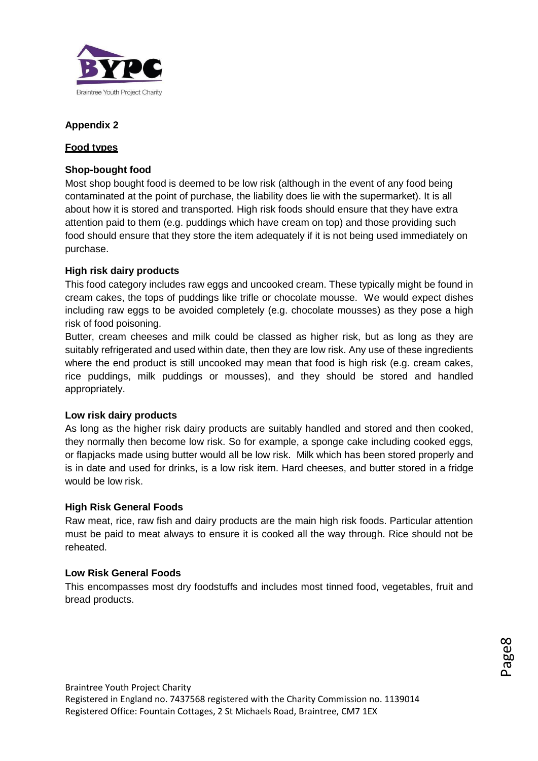## Appendix 2

### Food types

**Shop-bought food**

Most shop bought food is deemed to be low risk (although in the event of any food being contaminated at the point of purchase, the liability does lie with the supermarket). It is all about how it is stored and transported. High risk foods should ensure that they have extra attention paid to them (e.g. puddings which have cream on top) and those providing such food should ensure that they store the item adequately if it is not being used immediately on purchase.

**High risk dairy products**

This food category includes raw eggs and uncooked cream. These typically might be found in cream cakes, the tops of puddings like trifle or chocolate mousse. We would expect dishes including raw eggs to be avoided completely (e.g. chocolate mousses) as they pose a high risk of food poisoning.

Butter, cream cheeses and milk could be classed as higher risk, but as long as they are suitably refrigerated and used within date, then they are low risk. Any use of these ingredients where the end product is still uncooked may mean that food is high risk (e.g. cream cakes, rice puddings, milk puddings or mousses), and they should be stored and handled appropriately.

**Low risk dairy products**

As long as the higher risk dairy products are suitably handled and stored and then cooked, they normally then become low risk. So for example, a sponge cake including cooked eggs, or flapjacks made using butter would all be low risk. Milk which has been stored properly and is in date and used for drinks, is a low risk item. Hard cheeses, and butter stored in a fridge would be low risk.

**High Risk General Foods**

Raw meat, rice, raw fish and dairy products are the main high risk foods. Particular attention must be paid to meat always to ensure it is cooked all the way through. Rice should not be reheated.

**Low Risk General Foods**

This encompasses most dry foodstuffs and includes most tinned food, vegetables, fruit and bread products.

Braintree Youth Project Charity
Registered in England no. 7437568 registered with the Charity Commission no. 1139014
Registered Office: Fountain Cottages, 2 St Michaels Road, Braintree, CM7 1EX